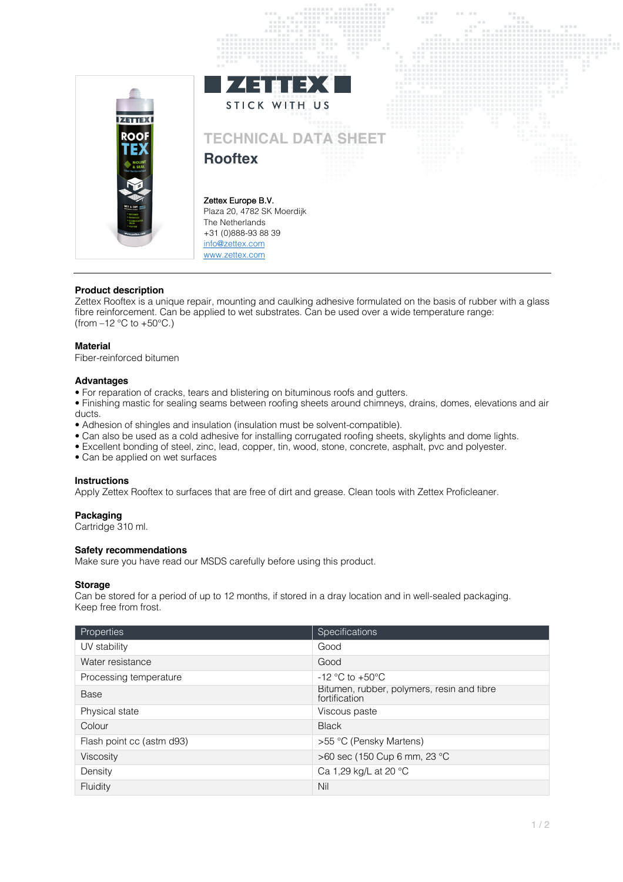ZETTEX

STICK WITH US

# TECHNICAL DATA SHEET

## Rooftex

**Zettex Europe B.V.**
Plaza 20, 4782 SK Moerdijk
The Netherlands
+31 (0)888-93 88 39
info@zettex.com
www.zettex.com

---

### Product description

Zettex Rooftex is a unique repair, mounting and caulking adhesive formulated on the basis of rubber with a glass fibre reinforcement. Can be applied to wet substrates. Can be used over a wide temperature range: (from –12 °C to +50°C.)

### Material

Fiber-reinforced bitumen

### Advantages

- For reparation of cracks, tears and blistering on bituminous roofs and gutters.
- Finishing mastic for sealing seams between roofing sheets around chimneys, drains, domes, elevations and air ducts.
- Adhesion of shingles and insulation (insulation must be solvent-compatible).
- Can also be used as a cold adhesive for installing corrugated roofing sheets, skylights and dome lights.
- Excellent bonding of steel, zinc, lead, copper, tin, wood, stone, concrete, asphalt, pvc and polyester.
- Can be applied on wet surfaces

### Instructions

Apply Zettex Rooftex to surfaces that are free of dirt and grease. Clean tools with Zettex Proficleaner.

### Packaging

Cartridge 310 ml.

### Safety recommendations

Make sure you have read our MSDS carefully before using this product.

### Storage

Can be stored for a period of up to 12 months, if stored in a dray location and in well-sealed packaging. Keep free from frost.

| Properties | Specifications |
| --- | --- |
| UV stability | Good |
| Water resistance | Good |
| Processing temperature | -12 °C to +50°C |
| Base | Bitumen, rubber, polymers, resin and fibre fortification |
| Physical state | Viscous paste |
| Colour | Black |
| Flash point cc (astm d93) | >55 °C (Pensky Martens) |
| Viscosity | >60 sec (150 Cup 6 mm, 23 °C |
| Density | Ca 1,29 kg/L at 20 °C |
| Fluidity | Nil |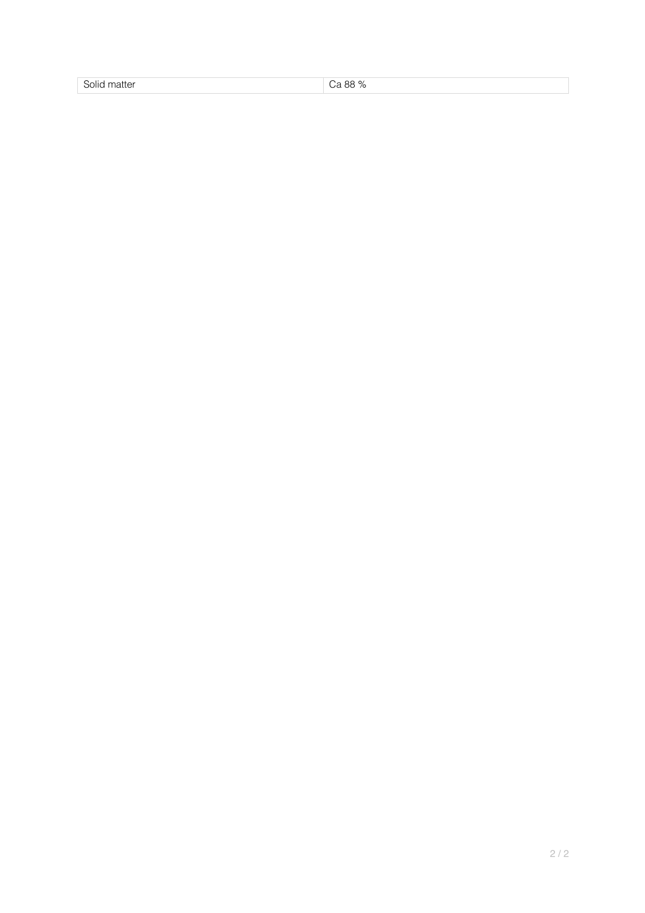| | |
|---|---|
| Solid matter | Ca 88 % |